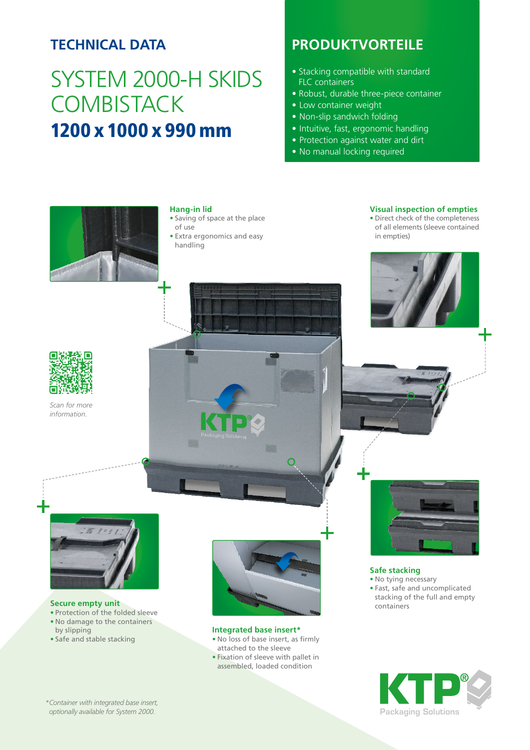## TECHNICAL DATA

# SYSTEM 2000-H SKIDS COMBISTACK

## 1200 x 1000 x 990 mm

## PRODUKTVORTEILE

- Stacking compatible with standard FLC containers
- Robust, durable three-piece container
- Low container weight
- Non-slip sandwich folding
- Intuitive, fast, ergonomic handling
- Protection against water and dirt
- No manual locking required

### Hang-in lid

- Saving of space at the place of use
- Extra ergonomics and easy handling

### Visual inspection of empties

- Direct check of the completeness of all elements (sleeve contained in empties)

*Scan for more information.*

### Secure empty unit

- Protection of the folded sleeve
- No damage to the containers by slipping
- Safe and stable stacking

### Integrated base insert*

- No loss of base insert, as firmly attached to the sleeve
- Fixation of sleeve with pallet in assembled, loaded condition

### Safe stacking

- No tying necessary
- Fast, safe and uncomplicated stacking of the full and empty containers

*Container with integrated base insert, optionally available for System 2000.*

KTP® Packaging Solutions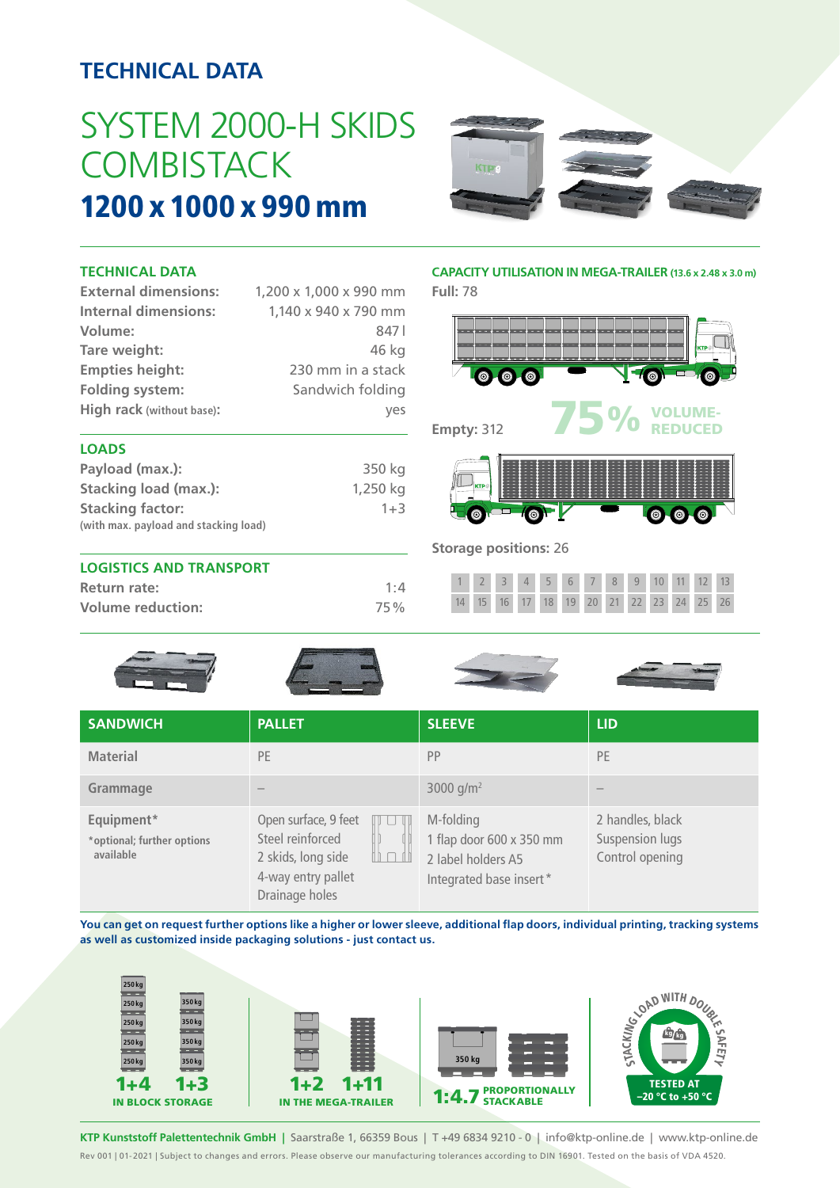# TECHNICAL DATA

# SYSTEM 2000-H SKIDS COMBISTACK

## 1200 x 1000 x 990 mm

### TECHNICAL DATA

| | |
|---|---|
| **External dimensions:** | 1,200 x 1,000 x 990 mm |
| **Internal dimensions:** | 1,140 x 940 x 790 mm |
| **Volume:** | 847 l |
| **Tare weight:** | 46 kg |
| **Empties height:** | 230 mm in a stack |
| **Folding system:** | Sandwich folding |
| **High rack** (without base): | yes |

### LOADS

| | |
|---|---|
| **Payload (max.):** | 350 kg |
| **Stacking load (max.):** | 1,250 kg |
| **Stacking factor:** (with max. payload and stacking load) | 1+3 |

### LOGISTICS AND TRANSPORT

| | |
|---|---|
| **Return rate:** | 1:4 |
| **Volume reduction:** | 75 % |

### CAPACITY UTILISATION IN MEGA-TRAILER (13.6 x 2.48 x 3.0 m)

**Full:** 78

**Empty:** 312

75 % VOLUME-REDUCED

**Storage positions:** 26

1 2 3 4 5 6 7 8 9 10 11 12 13
14 15 16 17 18 19 20 21 22 23 24 25 26

| SANDWICH | PALLET | SLEEVE | LID |
|---|---|---|---|
| Material | PE | PP | PE |
| Grammage | – | 3000 g/m² | – |
| Equipment* *optional; further options available | Open surface, 9 feet<br>Steel reinforced<br>2 skids, long side<br>4-way entry pallet<br>Drainage holes | M-folding<br>1 flap door 600 x 350 mm<br>2 label holders A5<br>Integrated base insert* | 2 handles, black<br>Suspension lugs<br>Control opening |

**You can get on request further options like a higher or lower sleeve, additional flap doors, individual printing, tracking systems as well as customized inside packaging solutions - just contact us.**

250 kg 250 kg 250 kg 250 kg 250 kg
350 kg 350 kg 350 kg 350 kg
**1+4 1+3**
**IN BLOCK STORAGE**

**1+2 1+11**
**IN THE MEGA-TRAILER**

350 kg
**1:4.7 PROPORTIONALLY STACKABLE**

STACKING LOAD WITH DOUBLE SAFETY
kg kg
**TESTED AT −20 °C to +50 °C**

**KTP Kunststoff Palettentechnik GmbH** | Saarstraße 1, 66359 Bous | T +49 6834 9210 - 0 | info@ktp-online.de | www.ktp-online.de

Rev 001 | 01-2021 | Subject to changes and errors. Please observe our manufacturing tolerances according to DIN 16901. Tested on the basis of VDA 4520.